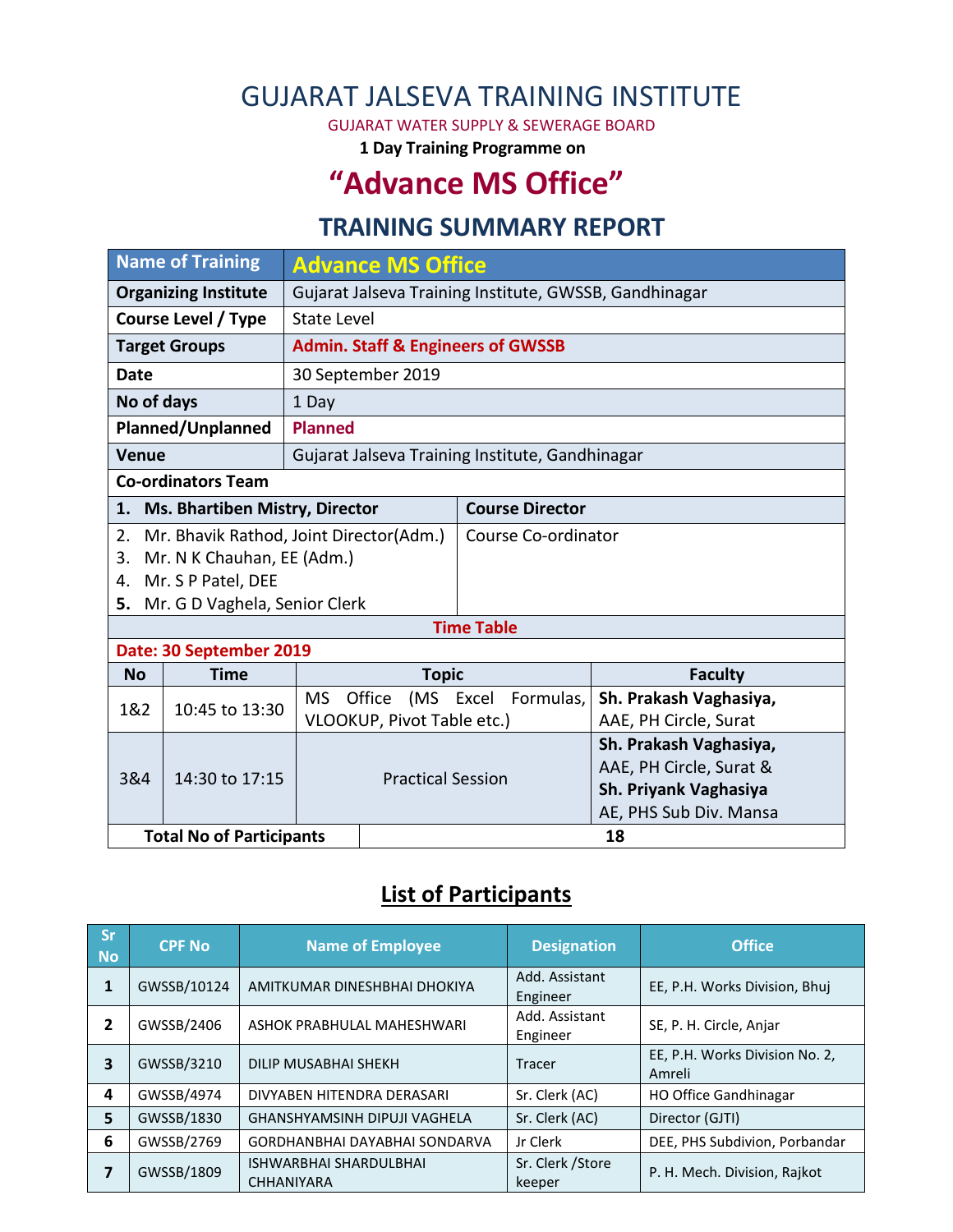# GUJARAT JALSEVA TRAINING INSTITUTE

GUJARAT WATER SUPPLY & SEWERAGE BOARD

**1 Day Training Programme on**

# "Advance MS Office"

## TRAINING SUMMARY REPORT

| Name of Training | Advance MS Office |
|---|---|
| **Organizing Institute** | Gujarat Jalseva Training Institute, GWSSB, Gandhinagar |
| **Course Level / Type** | State Level |
| **Target Groups** | **Admin. Staff & Engineers of GWSSB** |
| **Date** | 30 September 2019 |
| **No of days** | 1 Day |
| **Planned/Unplanned** | **Planned** |
| **Venue** | Gujarat Jalseva Training Institute, Gandhinagar |

**Co-ordinators Team**

| Name | Role |
|---|---|
| **1. Ms. Bhartiben Mistry, Director** | **Course Director** |
| 2. Mr. Bhavik Rathod, Joint Director(Adm.)<br>3. Mr. N K Chauhan, EE (Adm.)<br>4. Mr. S P Patel, DEE<br>**5.** Mr. G D Vaghela, Senior Clerk | Course Co-ordinator |

**Time Table**

**Date: 30 September 2019**

| No | Time | Topic | Faculty |
|---|---|---|---|
| 1&2 | 10:45 to 13:30 | MS Office (MS Excel Formulas, VLOOKUP, Pivot Table etc.) | **Sh. Prakash Vaghasiya,** AAE, PH Circle, Surat |
| 3&4 | 14:30 to 17:15 | Practical Session | **Sh. Prakash Vaghasiya,** AAE, PH Circle, Surat & **Sh. Priyank Vaghasiya** AE, PHS Sub Div. Mansa |

| **Total No of Participants** | 18 |
|---|---|

## List of Participants

| Sr No | CPF No | Name of Employee | Designation | Office |
|---|---|---|---|---|
| **1** | GWSSB/10124 | AMITKUMAR DINESHBHAI DHOKIYA | Add. Assistant Engineer | EE, P.H. Works Division, Bhuj |
| **2** | GWSSB/2406 | ASHOK PRABHULAL MAHESHWARI | Add. Assistant Engineer | SE, P. H. Circle, Anjar |
| **3** | GWSSB/3210 | DILIP MUSABHAI SHEKH | Tracer | EE, P.H. Works Division No. 2, Amreli |
| **4** | GWSSB/4974 | DIVYABEN HITENDRA DERASARI | Sr. Clerk (AC) | HO Office Gandhinagar |
| **5** | GWSSB/1830 | GHANSHYAMSINH DIPUJI VAGHELA | Sr. Clerk (AC) | Director (GJTI) |
| **6** | GWSSB/2769 | GORDHANBHAI DAYABHAI SONDARVA | Jr Clerk | DEE, PHS Subdivion, Porbandar |
| **7** | GWSSB/1809 | ISHWARBHAI SHARDULBHAI CHHANIYARA | Sr. Clerk /Store keeper | P. H. Mech. Division, Rajkot |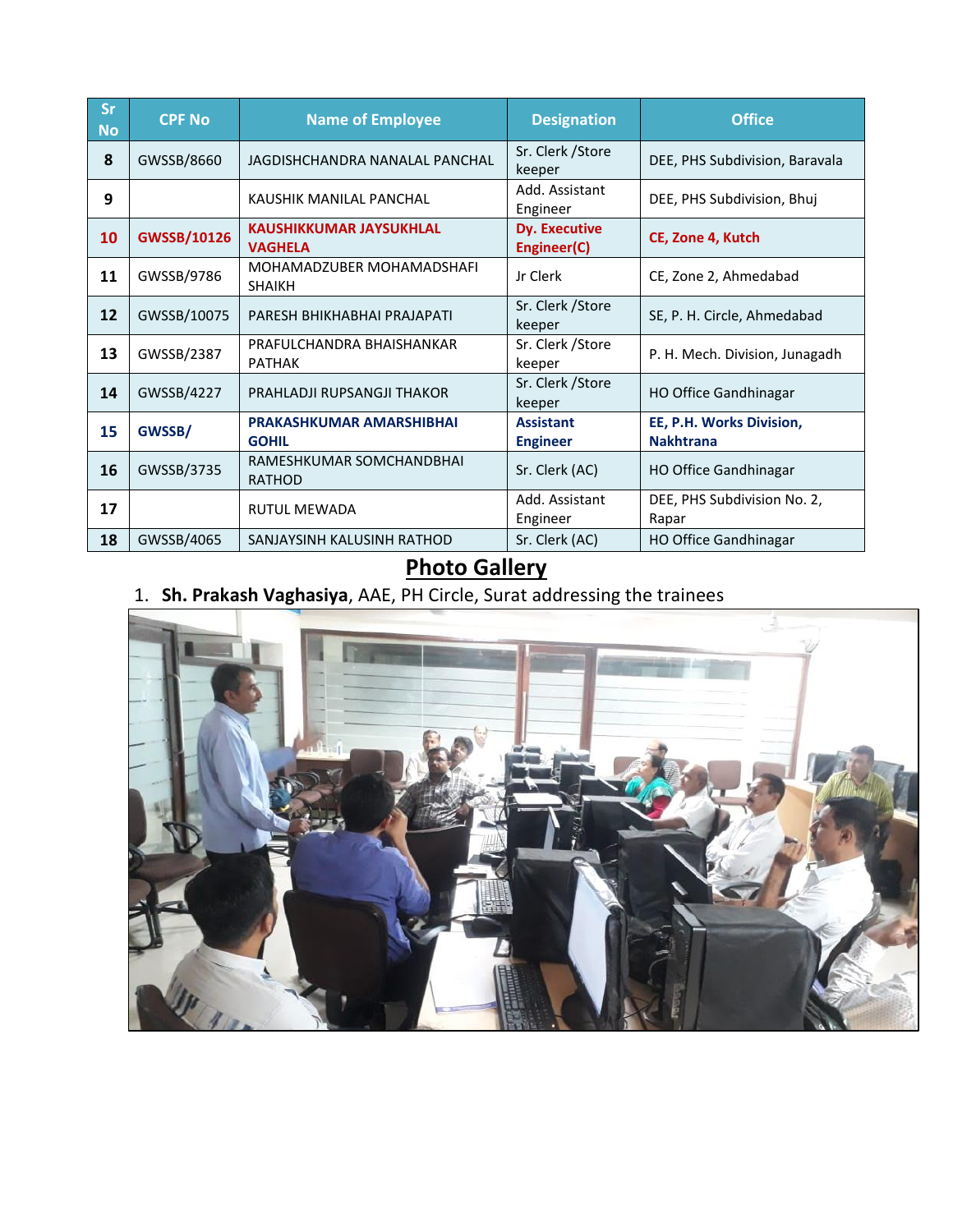| Sr No | CPF No | Name of Employee | Designation | Office |
|---|---|---|---|---|
| 8 | GWSSB/8660 | JAGDISHCHANDRA NANALAL PANCHAL | Sr. Clerk /Store keeper | DEE, PHS Subdivision, Baravala |
| 9 | | KAUSHIK MANILAL PANCHAL | Add. Assistant Engineer | DEE, PHS Subdivision, Bhuj |
| **10** | **GWSSB/10126** | **KAUSHIKKUMAR JAYSUKHLAL VAGHELA** | **Dy. Executive Engineer(C)** | **CE, Zone 4, Kutch** |
| 11 | GWSSB/9786 | MOHAMADZUBER MOHAMADSHAFI SHAIKH | Jr Clerk | CE, Zone 2, Ahmedabad |
| 12 | GWSSB/10075 | PARESH BHIKHABHAI PRAJAPATI | Sr. Clerk /Store keeper | SE, P. H. Circle, Ahmedabad |
| 13 | GWSSB/2387 | PRAFULCHANDRA BHAISHANKAR PATHAK | Sr. Clerk /Store keeper | P. H. Mech. Division, Junagadh |
| 14 | GWSSB/4227 | PRAHLADJI RUPSANGJI THAKOR | Sr. Clerk /Store keeper | HO Office Gandhinagar |
| **15** | **GWSSB/** | **PRAKASHKUMAR AMARSHIBHAI GOHIL** | **Assistant Engineer** | **EE, P.H. Works Division, Nakhtrana** |
| 16 | GWSSB/3735 | RAMESHKUMAR SOMCHANDBHAI RATHOD | Sr. Clerk (AC) | HO Office Gandhinagar |
| 17 | | RUTUL MEWADA | Add. Assistant Engineer | DEE, PHS Subdivision No. 2, Rapar |
| 18 | GWSSB/4065 | SANJAYSINH KALUSINH RATHOD | Sr. Clerk (AC) | HO Office Gandhinagar |

## Photo Gallery

1. **Sh. Prakash Vaghasiya**, AAE, PH Circle, Surat addressing the trainees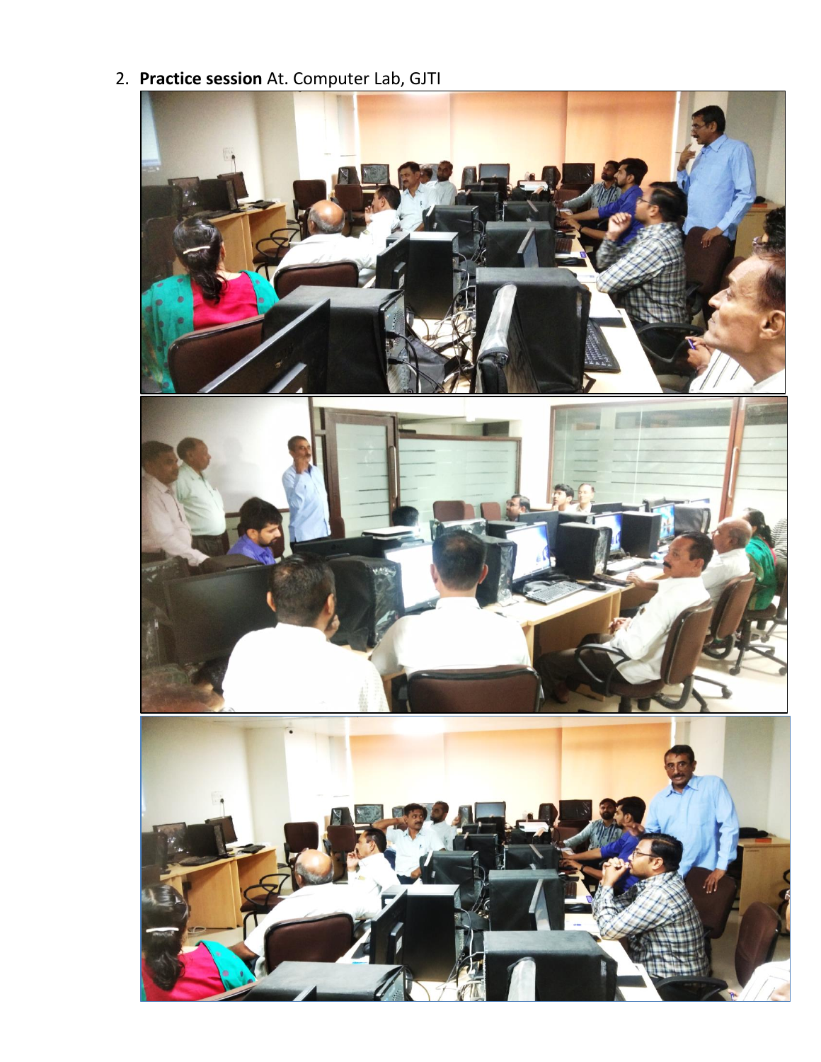2. **Practice session** At. Computer Lab, GJTI